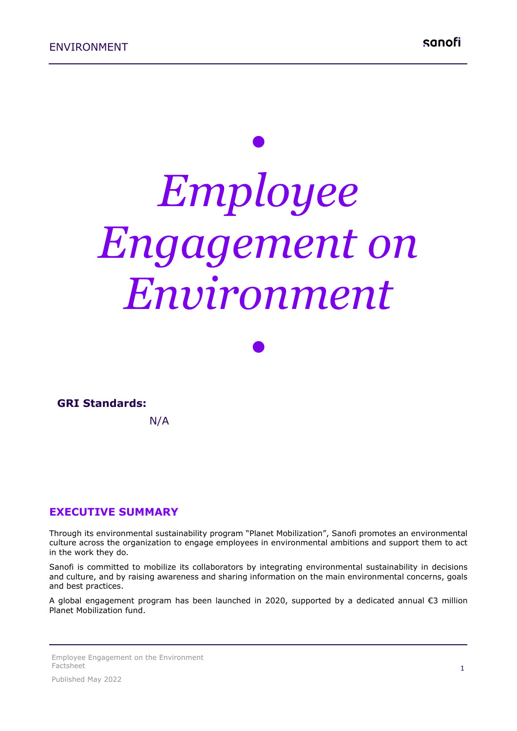# *Employee Engagement on Environment*

**GRI Standards:**

N/A

## EXECUTIVE SUMMARY

Through its environmental sustainability program "Planet Mobilization", Sanofi promotes an environmental culture across the organization to engage employees in environmental ambitions and support them to act in the work they do.

Sanofi is committed to mobilize its collaborators by integrating environmental sustainability in decisions and culture, and by raising awareness and sharing information on the main environmental concerns, goals and best practices.

A global engagement program has been launched in 2020, supported by a dedicated annual €3 million Planet Mobilization fund.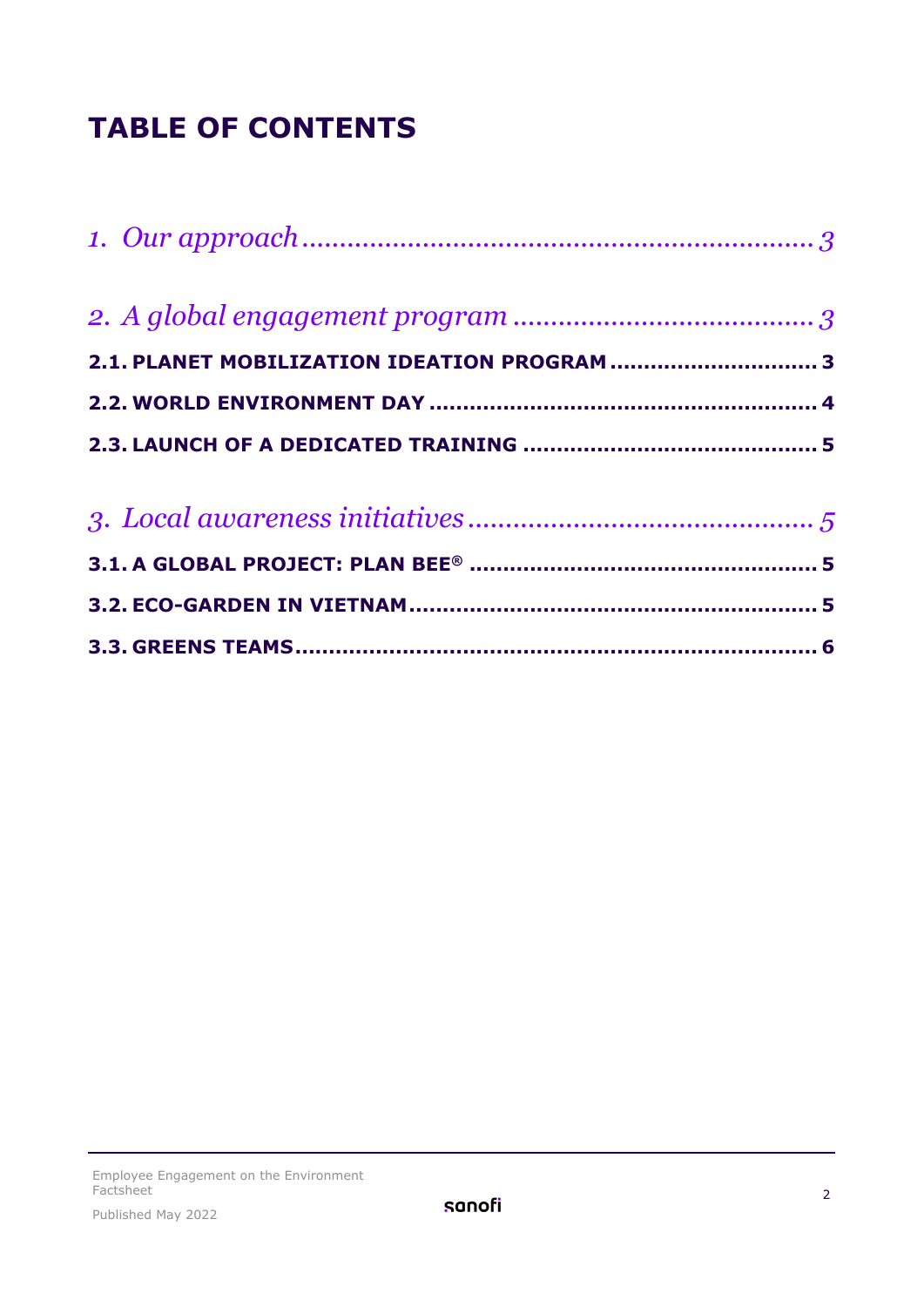# TABLE OF CONTENTS

*1. Our approach* ........................................................................ *3*

*2. A global engagement program* ........................................ *3*

**2.1. PLANET MOBILIZATION IDEATION PROGRAM ............................ 3**

**2.2. WORLD ENVIRONMENT DAY ........................................................ 4**

**2.3. LAUNCH OF A DEDICATED TRAINING ......................................... 5**

*3. Local awareness initiatives* ............................................... *5*

**3.1. A GLOBAL PROJECT: PLAN BEE® .................................................. 5**

**3.2. ECO-GARDEN IN VIETNAM .......................................................... 5**

**3.3. GREENS TEAMS .......................................................................... 6**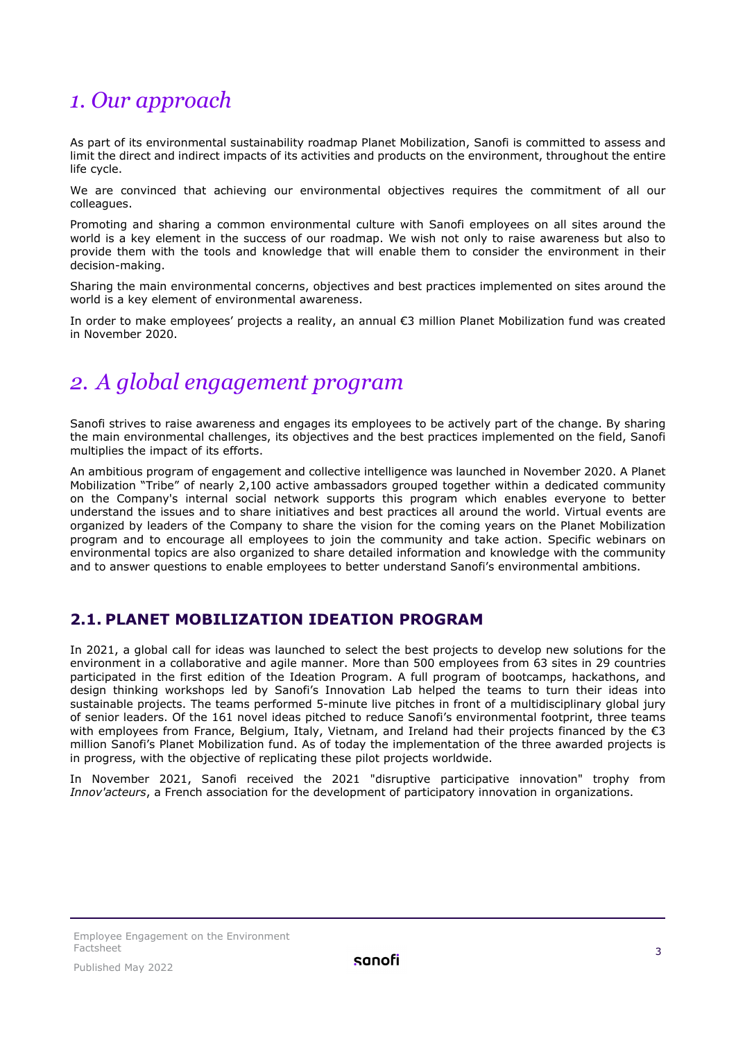# *1. Our approach*

As part of its environmental sustainability roadmap Planet Mobilization, Sanofi is committed to assess and limit the direct and indirect impacts of its activities and products on the environment, throughout the entire life cycle.

We are convinced that achieving our environmental objectives requires the commitment of all our colleagues.

Promoting and sharing a common environmental culture with Sanofi employees on all sites around the world is a key element in the success of our roadmap. We wish not only to raise awareness but also to provide them with the tools and knowledge that will enable them to consider the environment in their decision-making.

Sharing the main environmental concerns, objectives and best practices implemented on sites around the world is a key element of environmental awareness.

In order to make employees' projects a reality, an annual €3 million Planet Mobilization fund was created in November 2020.

# *2. A global engagement program*

Sanofi strives to raise awareness and engages its employees to be actively part of the change. By sharing the main environmental challenges, its objectives and the best practices implemented on the field, Sanofi multiplies the impact of its efforts.

An ambitious program of engagement and collective intelligence was launched in November 2020. A Planet Mobilization "Tribe" of nearly 2,100 active ambassadors grouped together within a dedicated community on the Company's internal social network supports this program which enables everyone to better understand the issues and to share initiatives and best practices all around the world. Virtual events are organized by leaders of the Company to share the vision for the coming years on the Planet Mobilization program and to encourage all employees to join the community and take action. Specific webinars on environmental topics are also organized to share detailed information and knowledge with the community and to answer questions to enable employees to better understand Sanofi's environmental ambitions.

## 2.1. PLANET MOBILIZATION IDEATION PROGRAM

In 2021, a global call for ideas was launched to select the best projects to develop new solutions for the environment in a collaborative and agile manner. More than 500 employees from 63 sites in 29 countries participated in the first edition of the Ideation Program. A full program of bootcamps, hackathons, and design thinking workshops led by Sanofi's Innovation Lab helped the teams to turn their ideas into sustainable projects. The teams performed 5-minute live pitches in front of a multidisciplinary global jury of senior leaders. Of the 161 novel ideas pitched to reduce Sanofi's environmental footprint, three teams with employees from France, Belgium, Italy, Vietnam, and Ireland had their projects financed by the €3 million Sanofi's Planet Mobilization fund. As of today the implementation of the three awarded projects is in progress, with the objective of replicating these pilot projects worldwide.

In November 2021, Sanofi received the 2021 "disruptive participative innovation" trophy from *Innov'acteurs*, a French association for the development of participatory innovation in organizations.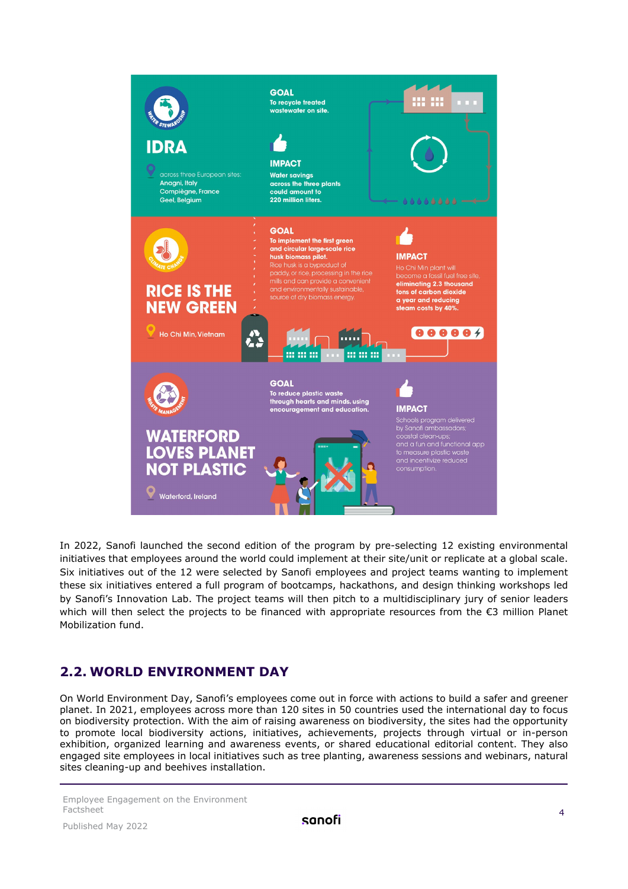**WATER STEWARDSHIP**

## IDRA

across three European sites:
Anagni, Italy
Compiègne, France
Geel, Belgium

**GOAL**
To recycle treated wastewater on site.

**IMPACT**
Water savings across the three plants could amount to 220 million liters.

**CLIMATE CHANGE**

## RICE IS THE NEW GREEN

Ho Chi Min, Vietnam

**GOAL**
**To implement the first green and circular large-scale rice husk biomass pilot.**
Rice husk is a byproduct of paddy, or rice, processing in the rice mills and can provide a convenient and environmentally sustainable source of dry biomass energy.

**IMPACT**
Ho Chi Min plant will become a fossil fuel free site, **eliminating 2.3 thousand tons of carbon dioxide a year and reducing steam costs by 40%.**

**WASTE MANAGEMENT**

## WATERFORD LOVES PLANET NOT PLASTIC

Waterford, Ireland

**GOAL**
To reduce plastic waste through hearts and minds, using encouragement and education.

**IMPACT**
Schools program delivered by Sanofi ambassadors; coastal clean-ups; and a fun and functional app to measure plastic waste and incentivize reduced consumption.

In 2022, Sanofi launched the second edition of the program by pre-selecting 12 existing environmental initiatives that employees around the world could implement at their site/unit or replicate at a global scale. Six initiatives out of the 12 were selected by Sanofi employees and project teams wanting to implement these six initiatives entered a full program of bootcamps, hackathons, and design thinking workshops led by Sanofi's Innovation Lab. The project teams will then pitch to a multidisciplinary jury of senior leaders which will then select the projects to be financed with appropriate resources from the €3 million Planet Mobilization fund.

## 2.2. WORLD ENVIRONMENT DAY

On World Environment Day, Sanofi's employees come out in force with actions to build a safer and greener planet. In 2021, employees across more than 120 sites in 50 countries used the international day to focus on biodiversity protection. With the aim of raising awareness on biodiversity, the sites had the opportunity to promote local biodiversity actions, initiatives, achievements, projects through virtual or in-person exhibition, organized learning and awareness events, or shared educational editorial content. They also engaged site employees in local initiatives such as tree planting, awareness sessions and webinars, natural sites cleaning-up and beehives installation.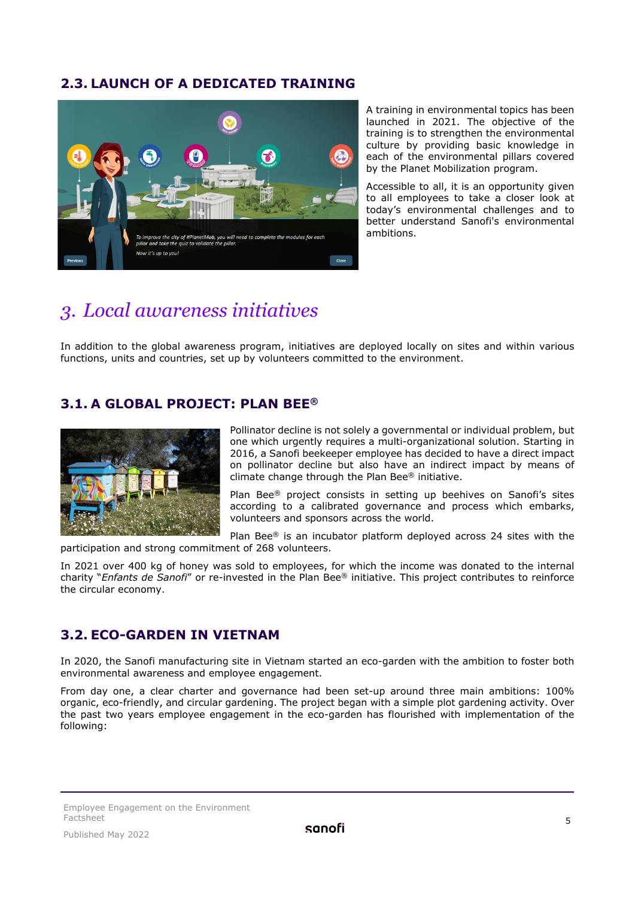### 2.3. LAUNCH OF A DEDICATED TRAINING

A training in environmental topics has been launched in 2021. The objective of the training is to strengthen the environmental culture by providing basic knowledge in each of the environmental pillars covered by the Planet Mobilization program.

Accessible to all, it is an opportunity given to all employees to take a closer look at today's environmental challenges and to better understand Sanofi's environmental ambitions.

## 3. *Local awareness initiatives*

In addition to the global awareness program, initiatives are deployed locally on sites and within various functions, units and countries, set up by volunteers committed to the environment.

### 3.1. A GLOBAL PROJECT: PLAN BEE®

Pollinator decline is not solely a governmental or individual problem, but one which urgently requires a multi-organizational solution. Starting in 2016, a Sanofi beekeeper employee has decided to have a direct impact on pollinator decline but also have an indirect impact by means of climate change through the Plan Bee® initiative.

Plan Bee® project consists in setting up beehives on Sanofi's sites according to a calibrated governance and process which embarks, volunteers and sponsors across the world.

Plan Bee® is an incubator platform deployed across 24 sites with the participation and strong commitment of 268 volunteers.

In 2021 over 400 kg of honey was sold to employees, for which the income was donated to the internal charity "*Enfants de Sanofi*" or re-invested in the Plan Bee® initiative. This project contributes to reinforce the circular economy.

### 3.2. ECO-GARDEN IN VIETNAM

In 2020, the Sanofi manufacturing site in Vietnam started an eco-garden with the ambition to foster both environmental awareness and employee engagement.

From day one, a clear charter and governance had been set-up around three main ambitions: 100% organic, eco-friendly, and circular gardening. The project began with a simple plot gardening activity. Over the past two years employee engagement in the eco-garden has flourished with implementation of the following: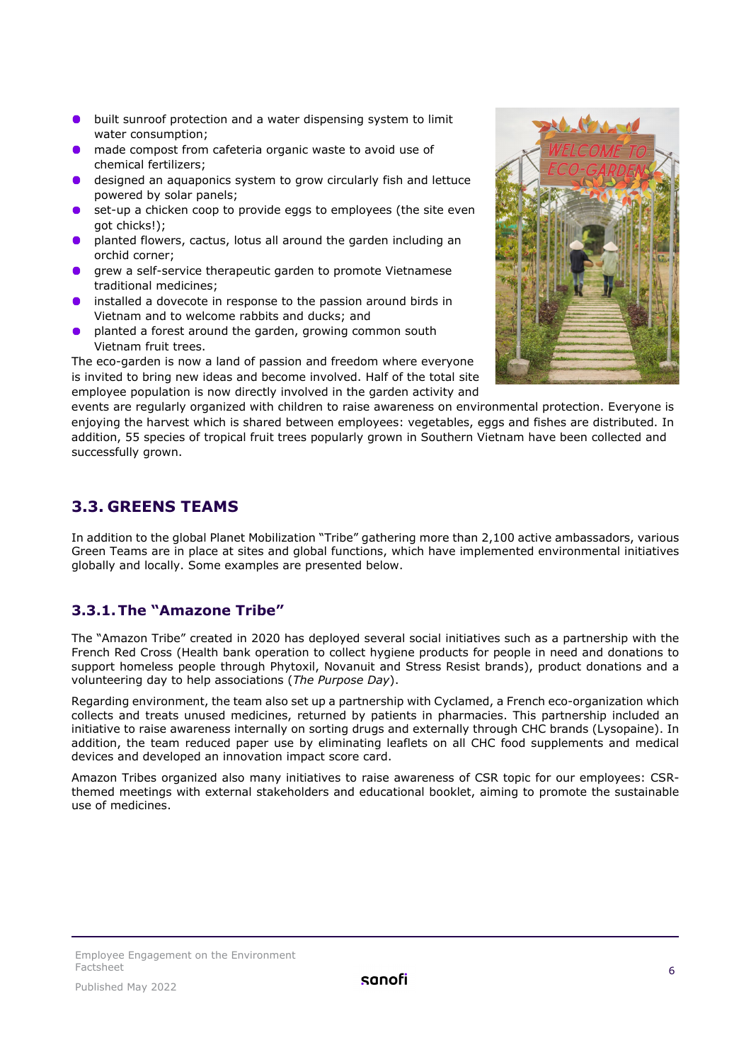- built sunroof protection and a water dispensing system to limit water consumption;
- made compost from cafeteria organic waste to avoid use of chemical fertilizers;
- designed an aquaponics system to grow circularly fish and lettuce powered by solar panels;
- set-up a chicken coop to provide eggs to employees (the site even got chicks!);
- planted flowers, cactus, lotus all around the garden including an orchid corner;
- grew a self-service therapeutic garden to promote Vietnamese traditional medicines;
- installed a dovecote in response to the passion around birds in Vietnam and to welcome rabbits and ducks; and
- planted a forest around the garden, growing common south Vietnam fruit trees.

The eco-garden is now a land of passion and freedom where everyone is invited to bring new ideas and become involved. Half of the total site employee population is now directly involved in the garden activity and events are regularly organized with children to raise awareness on environmental protection. Everyone is enjoying the harvest which is shared between employees: vegetables, eggs and fishes are distributed. In addition, 55 species of tropical fruit trees popularly grown in Southern Vietnam have been collected and successfully grown.

## 3.3. GREENS TEAMS

In addition to the global Planet Mobilization "Tribe" gathering more than 2,100 active ambassadors, various Green Teams are in place at sites and global functions, which have implemented environmental initiatives globally and locally. Some examples are presented below.

### 3.3.1. The "Amazone Tribe"

The "Amazon Tribe" created in 2020 has deployed several social initiatives such as a partnership with the French Red Cross (Health bank operation to collect hygiene products for people in need and donations to support homeless people through Phytoxil, Novanuit and Stress Resist brands), product donations and a volunteering day to help associations (*The Purpose Day*).

Regarding environment, the team also set up a partnership with Cyclamed, a French eco-organization which collects and treats unused medicines, returned by patients in pharmacies. This partnership included an initiative to raise awareness internally on sorting drugs and externally through CHC brands (Lysopaine). In addition, the team reduced paper use by eliminating leaflets on all CHC food supplements and medical devices and developed an innovation impact score card.

Amazon Tribes organized also many initiatives to raise awareness of CSR topic for our employees: CSR-themed meetings with external stakeholders and educational booklet, aiming to promote the sustainable use of medicines.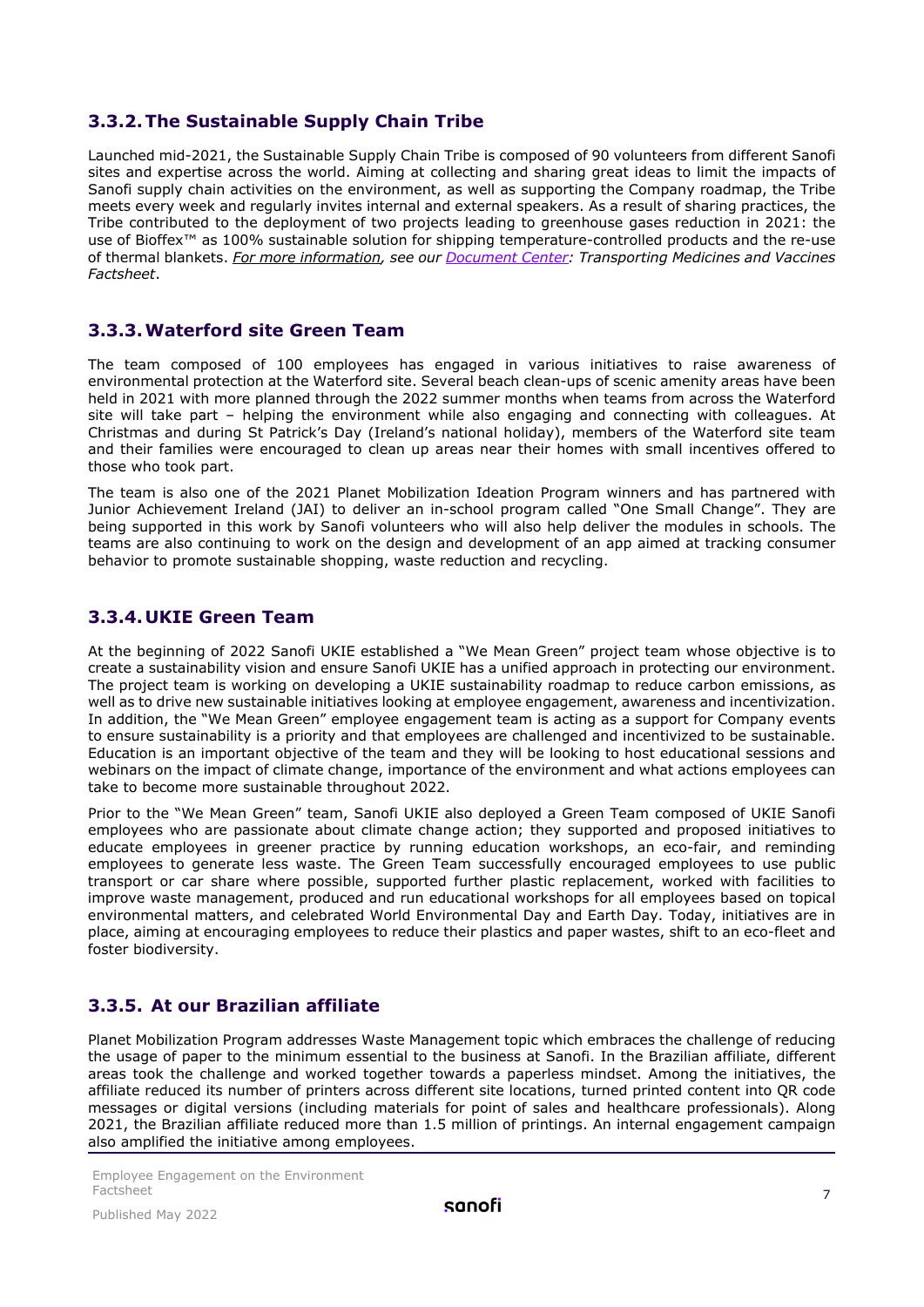### 3.3.2. The Sustainable Supply Chain Tribe

Launched mid-2021, the Sustainable Supply Chain Tribe is composed of 90 volunteers from different Sanofi sites and expertise across the world. Aiming at collecting and sharing great ideas to limit the impacts of Sanofi supply chain activities on the environment, as well as supporting the Company roadmap, the Tribe meets every week and regularly invites internal and external speakers. As a result of sharing practices, the Tribe contributed to the deployment of two projects leading to greenhouse gases reduction in 2021: the use of Bioffex™ as 100% sustainable solution for shipping temperature-controlled products and the re-use of thermal blankets. *For more information, see our Document Center: Transporting Medicines and Vaccines Factsheet*.

### 3.3.3. Waterford site Green Team

The team composed of 100 employees has engaged in various initiatives to raise awareness of environmental protection at the Waterford site. Several beach clean-ups of scenic amenity areas have been held in 2021 with more planned through the 2022 summer months when teams from across the Waterford site will take part – helping the environment while also engaging and connecting with colleagues. At Christmas and during St Patrick's Day (Ireland's national holiday), members of the Waterford site team and their families were encouraged to clean up areas near their homes with small incentives offered to those who took part.

The team is also one of the 2021 Planet Mobilization Ideation Program winners and has partnered with Junior Achievement Ireland (JAI) to deliver an in-school program called "One Small Change". They are being supported in this work by Sanofi volunteers who will also help deliver the modules in schools. The teams are also continuing to work on the design and development of an app aimed at tracking consumer behavior to promote sustainable shopping, waste reduction and recycling.

### 3.3.4. UKIE Green Team

At the beginning of 2022 Sanofi UKIE established a "We Mean Green" project team whose objective is to create a sustainability vision and ensure Sanofi UKIE has a unified approach in protecting our environment. The project team is working on developing a UKIE sustainability roadmap to reduce carbon emissions, as well as to drive new sustainable initiatives looking at employee engagement, awareness and incentivization. In addition, the "We Mean Green" employee engagement team is acting as a support for Company events to ensure sustainability is a priority and that employees are challenged and incentivized to be sustainable. Education is an important objective of the team and they will be looking to host educational sessions and webinars on the impact of climate change, importance of the environment and what actions employees can take to become more sustainable throughout 2022.

Prior to the "We Mean Green" team, Sanofi UKIE also deployed a Green Team composed of UKIE Sanofi employees who are passionate about climate change action; they supported and proposed initiatives to educate employees in greener practice by running education workshops, an eco-fair, and reminding employees to generate less waste. The Green Team successfully encouraged employees to use public transport or car share where possible, supported further plastic replacement, worked with facilities to improve waste management, produced and run educational workshops for all employees based on topical environmental matters, and celebrated World Environmental Day and Earth Day. Today, initiatives are in place, aiming at encouraging employees to reduce their plastics and paper wastes, shift to an eco-fleet and foster biodiversity.

### 3.3.5. At our Brazilian affiliate

Planet Mobilization Program addresses Waste Management topic which embraces the challenge of reducing the usage of paper to the minimum essential to the business at Sanofi. In the Brazilian affiliate, different areas took the challenge and worked together towards a paperless mindset. Among the initiatives, the affiliate reduced its number of printers across different site locations, turned printed content into QR code messages or digital versions (including materials for point of sales and healthcare professionals). Along 2021, the Brazilian affiliate reduced more than 1.5 million of printings. An internal engagement campaign also amplified the initiative among employees.